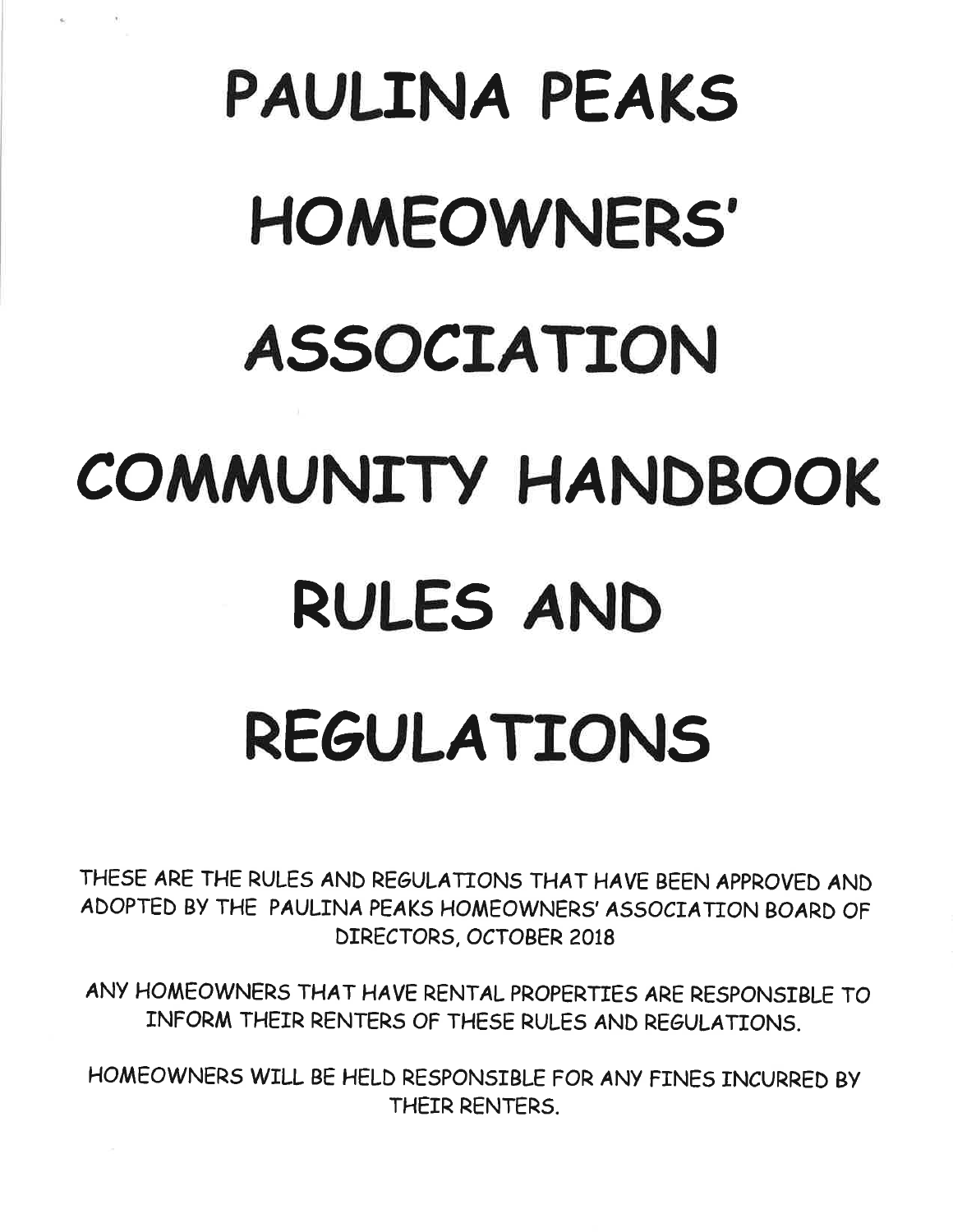# PAULINA PEAKS HOMEOWNERS' ASSOCIATION COMMUNITY HANDBOOK RULES AND REGULATIONS

THESE ARE THE RULES AND REGULATIONS THAT HAVE BEEN APPROVED AND ADOPTED BY THE PAULINA PEAKS HOMEOWNERS' ASSOCIATION BOARD OF DIRECTORS, OCTOBER 2018

ANY HOMEOWNERS THAT HAVE RENTAL PROPERTIES ARE RESPONSIBLE TO INFORM THEIR RENTERS OF THESE RULES AND REGULATIONS.

HOMEOWNERS WILL BE HELD RESPONSIBLE FOR ANY FINES INCURRED BY THEIR RENTERS.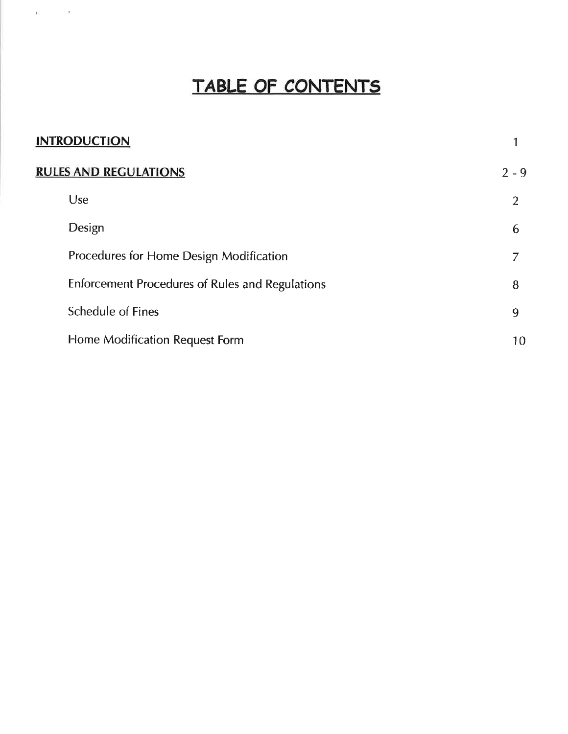# TABLE OF CONTENTS

| | |
|---|---|
| **INTRODUCTION** | 1 |
| **RULES AND REGULATIONS** | 2 - 9 |
| Use | 2 |
| Design | 6 |
| Procedures for Home Design Modification | 7 |
| Enforcement Procedures of Rules and Regulations | 8 |
| Schedule of Fines | 9 |
| Home Modification Request Form | 10 |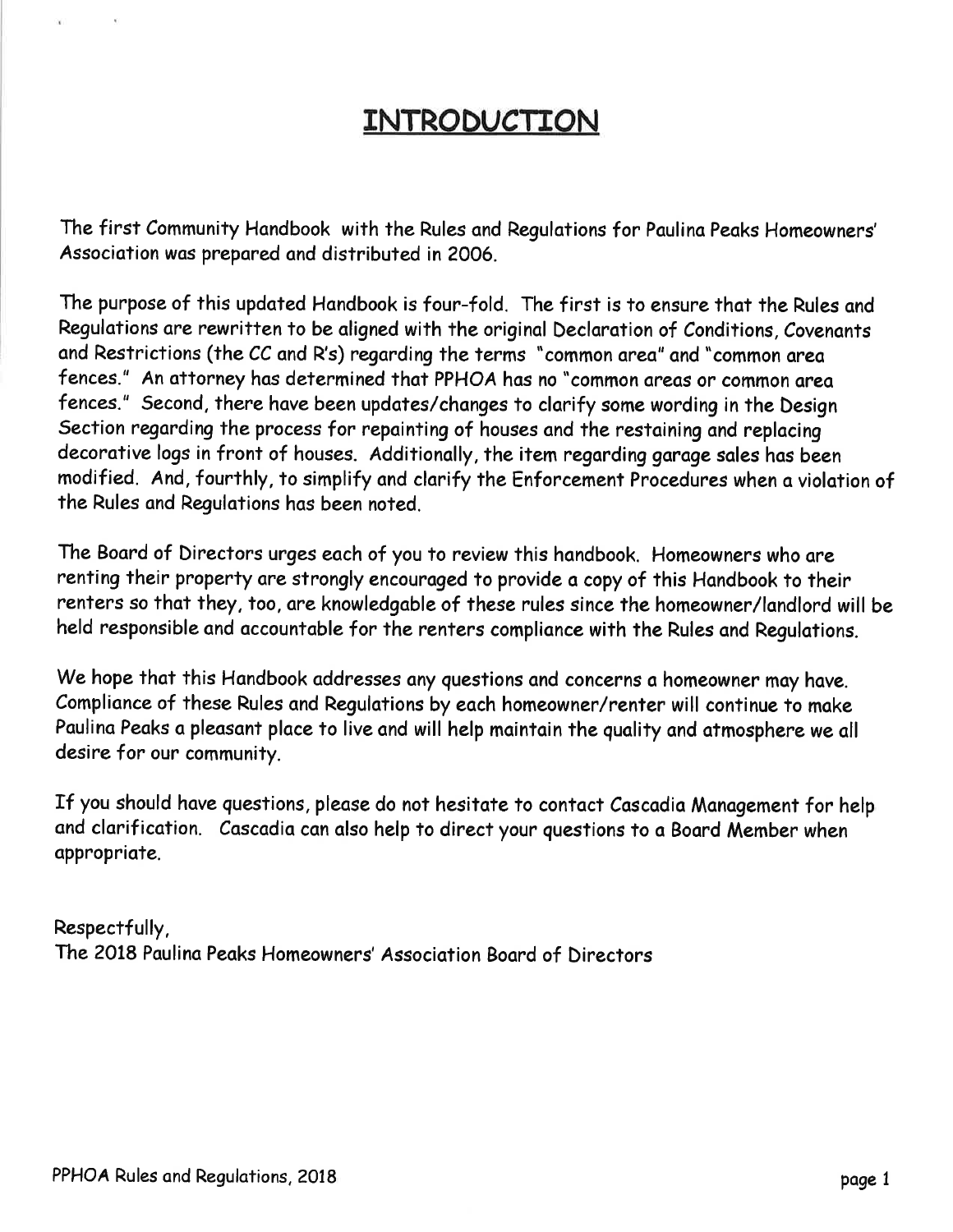# INTRODUCTION

The first Community Handbook with the Rules and Regulations for Paulina Peaks Homeowners' Association was prepared and distributed in 2006.

The purpose of this updated Handbook is four-fold. The first is to ensure that the Rules and Regulations are rewritten to be aligned with the original Declaration of Conditions, Covenants and Restrictions (the CC and R's) regarding the terms "common area" and "common area fences." An attorney has determined that PPHOA has no "common areas or common area fences." Second, there have been updates/changes to clarify some wording in the Design Section regarding the process for repainting of houses and the restaining and replacing decorative logs in front of houses. Additionally, the item regarding garage sales has been modified. And, fourthly, to simplify and clarify the Enforcement Procedures when a violation of the Rules and Regulations has been noted.

The Board of Directors urges each of you to review this handbook. Homeowners who are renting their property are strongly encouraged to provide a copy of this Handbook to their renters so that they, too, are knowledgable of these rules since the homeowner/landlord will be held responsible and accountable for the renters compliance with the Rules and Regulations.

We hope that this Handbook addresses any questions and concerns a homeowner may have. Compliance of these Rules and Regulations by each homeowner/renter will continue to make Paulina Peaks a pleasant place to live and will help maintain the quality and atmosphere we all desire for our community.

If you should have questions, please do not hesitate to contact Cascadia Management for help and clarification. Cascadia can also help to direct your questions to a Board Member when appropriate.

Respectfully,
The 2018 Paulina Peaks Homeowners' Association Board of Directors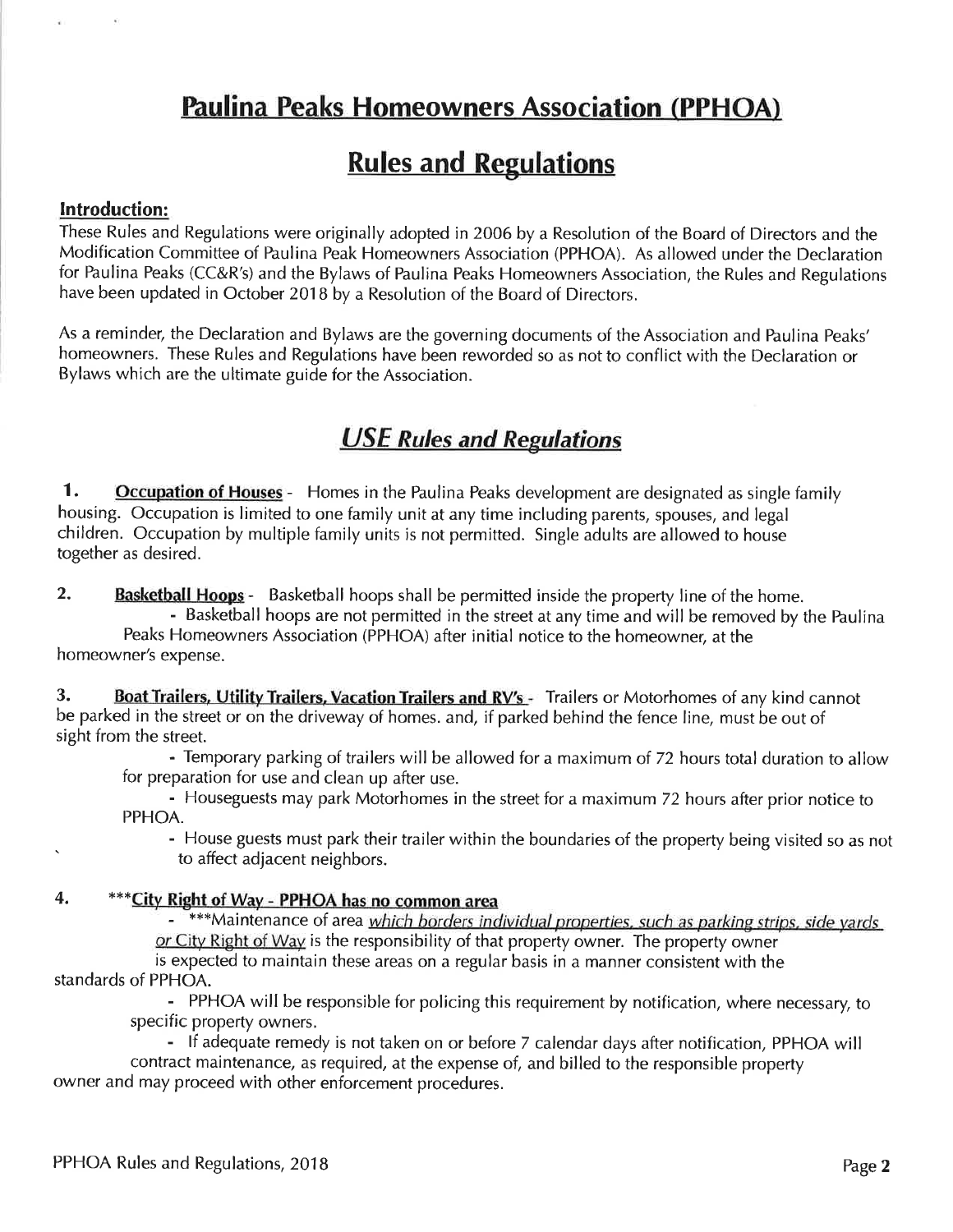# Paulina Peaks Homeowners Association (PPHOA)

# Rules and Regulations

## Introduction:

These Rules and Regulations were originally adopted in 2006 by a Resolution of the Board of Directors and the Modification Committee of Paulina Peak Homeowners Association (PPHOA). As allowed under the Declaration for Paulina Peaks (CC&R's) and the Bylaws of Paulina Peaks Homeowners Association, the Rules and Regulations have been updated in October 2018 by a Resolution of the Board of Directors.

As a reminder, the Declaration and Bylaws are the governing documents of the Association and Paulina Peaks' homeowners. These Rules and Regulations have been reworded so as not to conflict with the Declaration or Bylaws which are the ultimate guide for the Association.

## *USE Rules and Regulations*

**1. Occupation of Houses** - Homes in the Paulina Peaks development are designated as single family housing. Occupation is limited to one family unit at any time including parents, spouses, and legal children. Occupation by multiple family units is not permitted. Single adults are allowed to house together as desired.

**2. Basketball Hoops** - Basketball hoops shall be permitted inside the property line of the home.

- Basketball hoops are not permitted in the street at any time and will be removed by the Paulina Peaks Homeowners Association (PPHOA) after initial notice to the homeowner, at the homeowner's expense.

**3. Boat Trailers, Utility Trailers, Vacation Trailers and RV's** - Trailers or Motorhomes of any kind cannot be parked in the street or on the driveway of homes. and, if parked behind the fence line, must be out of sight from the street.

- Temporary parking of trailers will be allowed for a maximum of 72 hours total duration to allow for preparation for use and clean up after use.
- Houseguests may park Motorhomes in the street for a maximum 72 hours after prior notice to PPHOA.
- House guests must park their trailer within the boundaries of the property being visited so as not to affect adjacent neighbors.

**4. \*\*\*City Right of Way - PPHOA has no common area**

- \*\*\*Maintenance of area *which borders individual properties, such as parking strips, side yards or City Right of Way* is the responsibility of that property owner. The property owner is expected to maintain these areas on a regular basis in a manner consistent with the standards of PPHOA.
- PPHOA will be responsible for policing this requirement by notification, where necessary, to specific property owners.
- If adequate remedy is not taken on or before 7 calendar days after notification, PPHOA will contract maintenance, as required, at the expense of, and billed to the responsible property owner and may proceed with other enforcement procedures.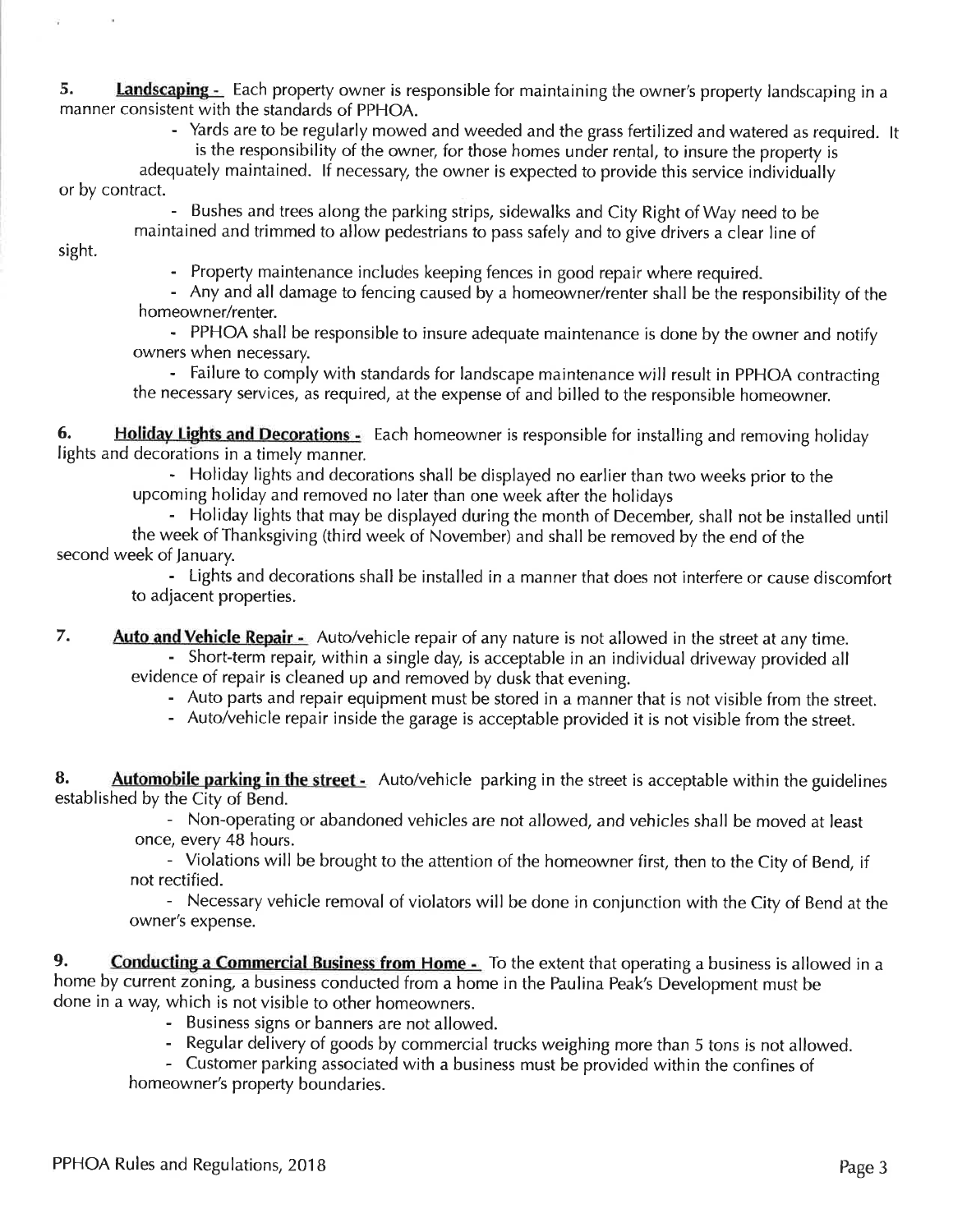**5. Landscaping -** Each property owner is responsible for maintaining the owner's property landscaping in a manner consistent with the standards of PPHOA.

- Yards are to be regularly mowed and weeded and the grass fertilized and watered as required. It is the responsibility of the owner, for those homes under rental, to insure the property is adequately maintained. If necessary, the owner is expected to provide this service individually or by contract.
- Bushes and trees along the parking strips, sidewalks and City Right of Way need to be maintained and trimmed to allow pedestrians to pass safely and to give drivers a clear line of sight.
- Property maintenance includes keeping fences in good repair where required.
- Any and all damage to fencing caused by a homeowner/renter shall be the responsibility of the homeowner/renter.
- PPHOA shall be responsible to insure adequate maintenance is done by the owner and notify owners when necessary.
- Failure to comply with standards for landscape maintenance will result in PPHOA contracting the necessary services, as required, at the expense of and billed to the responsible homeowner.

**6. Holiday Lights and Decorations -** Each homeowner is responsible for installing and removing holiday lights and decorations in a timely manner.

- Holiday lights and decorations shall be displayed no earlier than two weeks prior to the upcoming holiday and removed no later than one week after the holidays
- Holiday lights that may be displayed during the month of December, shall not be installed until the week of Thanksgiving (third week of November) and shall be removed by the end of the second week of January.
- Lights and decorations shall be installed in a manner that does not interfere or cause discomfort to adjacent properties.

**7. Auto and Vehicle Repair -** Auto/vehicle repair of any nature is not allowed in the street at any time.

- Short-term repair, within a single day, is acceptable in an individual driveway provided all evidence of repair is cleaned up and removed by dusk that evening.
- Auto parts and repair equipment must be stored in a manner that is not visible from the street.
- Auto/vehicle repair inside the garage is acceptable provided it is not visible from the street.

**8. Automobile parking in the street -** Auto/vehicle parking in the street is acceptable within the guidelines established by the City of Bend.

- Non-operating or abandoned vehicles are not allowed, and vehicles shall be moved at least once, every 48 hours.
- Violations will be brought to the attention of the homeowner first, then to the City of Bend, if not rectified.
- Necessary vehicle removal of violators will be done in conjunction with the City of Bend at the owner's expense.

**9. Conducting a Commercial Business from Home -** To the extent that operating a business is allowed in a home by current zoning, a business conducted from a home in the Paulina Peak's Development must be done in a way, which is not visible to other homeowners.

- Business signs or banners are not allowed.
- Regular delivery of goods by commercial trucks weighing more than 5 tons is not allowed.
- Customer parking associated with a business must be provided within the confines of homeowner's property boundaries.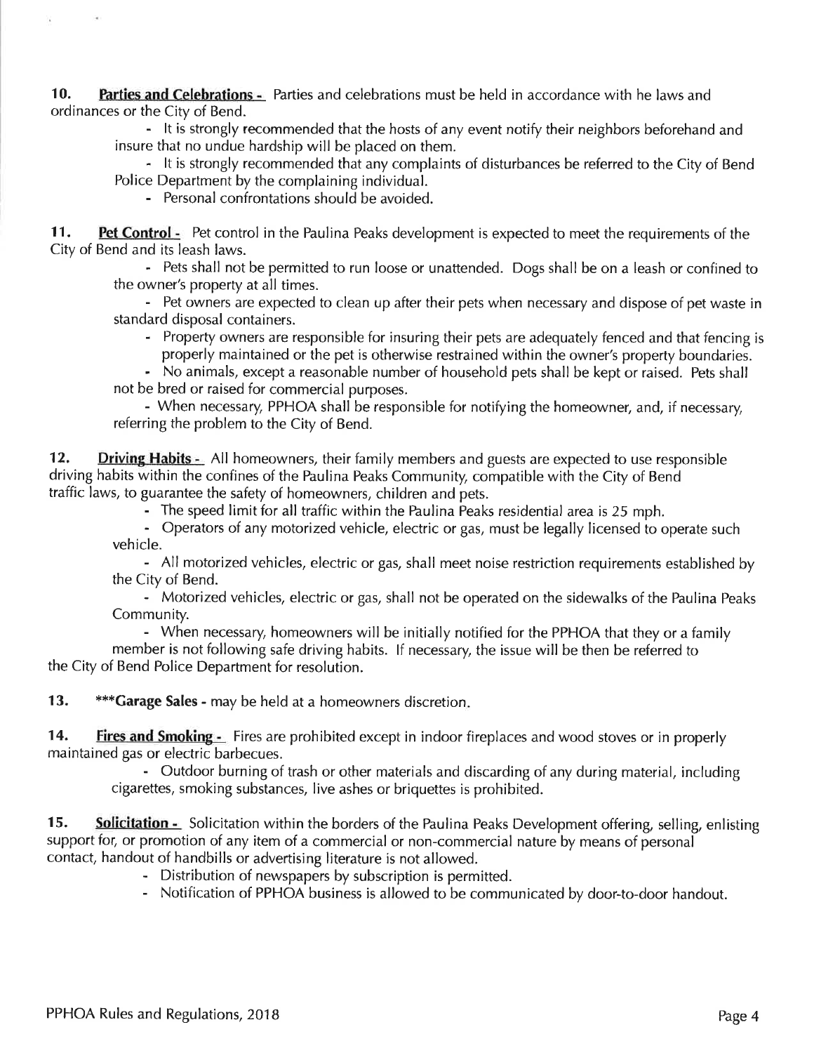**10. Parties and Celebrations -** Parties and celebrations must be held in accordance with he laws and ordinances or the City of Bend.

- It is strongly recommended that the hosts of any event notify their neighbors beforehand and insure that no undue hardship will be placed on them.
- It is strongly recommended that any complaints of disturbances be referred to the City of Bend Police Department by the complaining individual.
- Personal confrontations should be avoided.

**11. Pet Control -** Pet control in the Paulina Peaks development is expected to meet the requirements of the City of Bend and its leash laws.

- Pets shall not be permitted to run loose or unattended. Dogs shall be on a leash or confined to the owner's property at all times.
- Pet owners are expected to clean up after their pets when necessary and dispose of pet waste in standard disposal containers.
- Property owners are responsible for insuring their pets are adequately fenced and that fencing is properly maintained or the pet is otherwise restrained within the owner's property boundaries.
- No animals, except a reasonable number of household pets shall be kept or raised. Pets shall not be bred or raised for commercial purposes.
- When necessary, PPHOA shall be responsible for notifying the homeowner, and, if necessary, referring the problem to the City of Bend.

**12. Driving Habits -** All homeowners, their family members and guests are expected to use responsible driving habits within the confines of the Paulina Peaks Community, compatible with the City of Bend traffic laws, to guarantee the safety of homeowners, children and pets.

- The speed limit for all traffic within the Paulina Peaks residential area is 25 mph.
- Operators of any motorized vehicle, electric or gas, must be legally licensed to operate such vehicle.
- All motorized vehicles, electric or gas, shall meet noise restriction requirements established by the City of Bend.
- Motorized vehicles, electric or gas, shall not be operated on the sidewalks of the Paulina Peaks Community.
- When necessary, homeowners will be initially notified for the PPHOA that they or a family member is not following safe driving habits. If necessary, the issue will be then be referred to the City of Bend Police Department for resolution.

**13. ***Garage Sales -** may be held at a homeowners discretion.

**14. Fires and Smoking -** Fires are prohibited except in indoor fireplaces and wood stoves or in properly maintained gas or electric barbecues.

- Outdoor burning of trash or other materials and discarding of any during material, including cigarettes, smoking substances, live ashes or briquettes is prohibited.

**15. Solicitation -** Solicitation within the borders of the Paulina Peaks Development offering, selling, enlisting support for, or promotion of any item of a commercial or non-commercial nature by means of personal contact, handout of handbills or advertising literature is not allowed.

- Distribution of newspapers by subscription is permitted.
- Notification of PPHOA business is allowed to be communicated by door-to-door handout.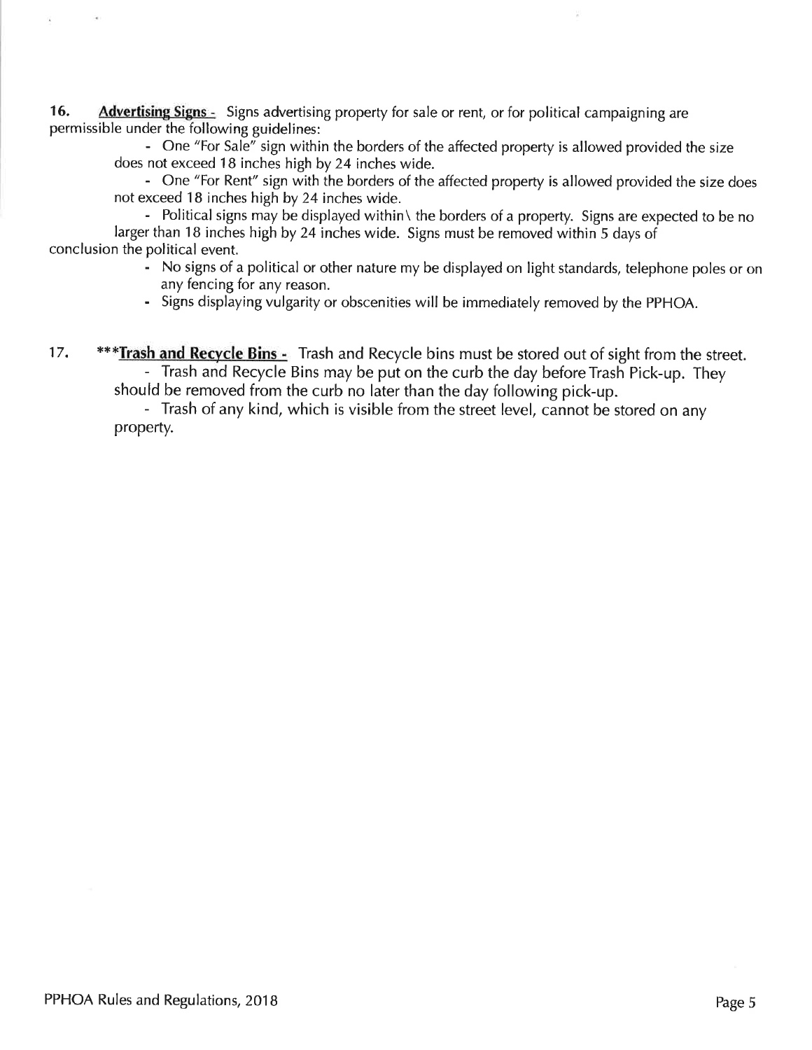**16.** **Advertising Signs -** Signs advertising property for sale or rent, or for political campaigning are permissible under the following guidelines:

- One "For Sale" sign within the borders of the affected property is allowed provided the size does not exceed 18 inches high by 24 inches wide.
- One "For Rent" sign with the borders of the affected property is allowed provided the size does not exceed 18 inches high by 24 inches wide.
- Political signs may be displayed within\ the borders of a property. Signs are expected to be no larger than 18 inches high by 24 inches wide. Signs must be removed within 5 days of conclusion the political event.
- No signs of a political or other nature my be displayed on light standards, telephone poles or on any fencing for any reason.
- Signs displaying vulgarity or obscenities will be immediately removed by the PPHOA.

17. ***__Trash and Recycle Bins -__ Trash and Recycle bins must be stored out of sight from the street.

- Trash and Recycle Bins may be put on the curb the day before Trash Pick-up. They should be removed from the curb no later than the day following pick-up.
- Trash of any kind, which is visible from the street level, cannot be stored on any property.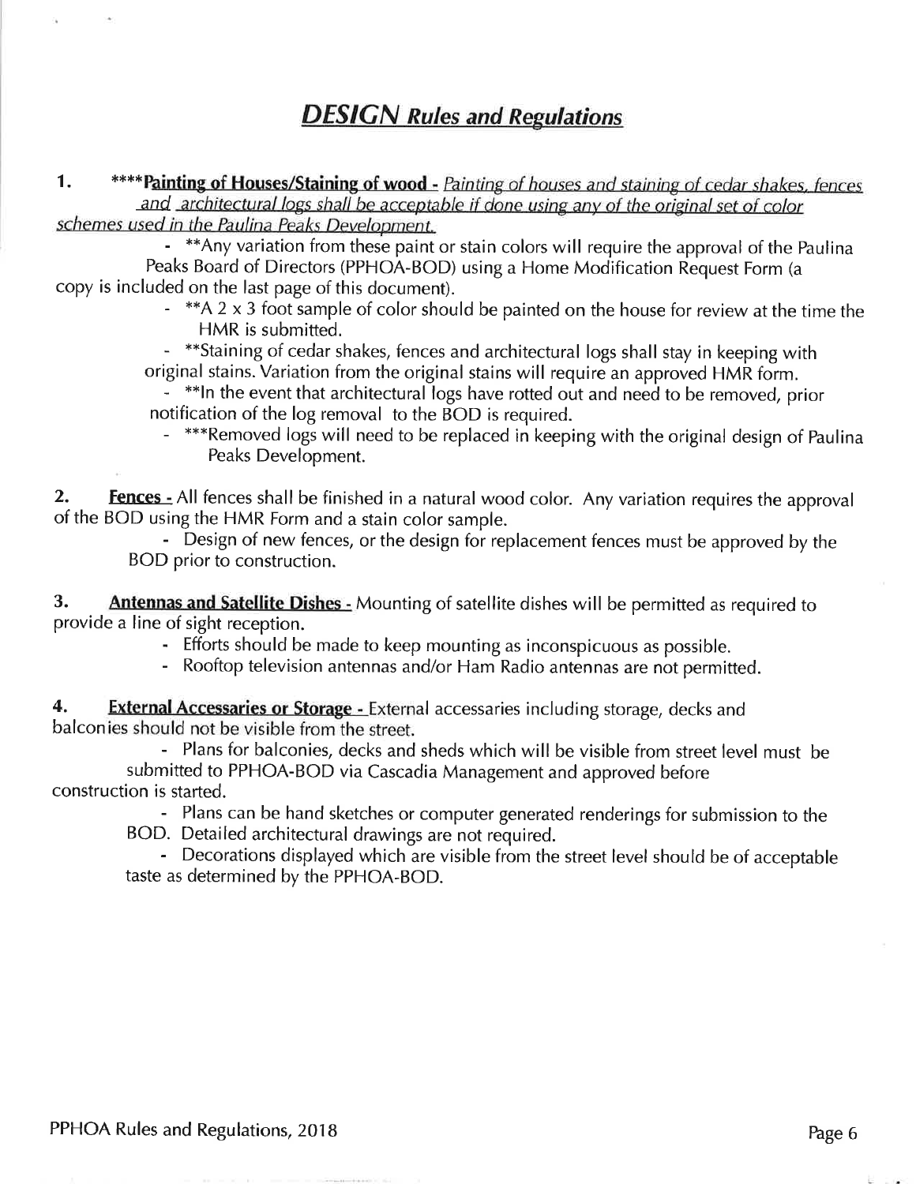# ***DESIGN Rules and Regulations***

1. ****<u>**Painting of Houses/Staining of wood -**</u> *<u>Painting of houses and staining of cedar shakes, fences and architectural logs shall be acceptable if done using any of the original set of color schemes used in the Paulina Peaks Development.</u>*
   - **Any variation from these paint or stain colors will require the approval of the Paulina Peaks Board of Directors (PPHOA-BOD) using a Home Modification Request Form (a copy is included on the last page of this document).
   - **A 2 x 3 foot sample of color should be painted on the house for review at the time the HMR is submitted.
   - **Staining of cedar shakes, fences and architectural logs shall stay in keeping with original stains. Variation from the original stains will require an approved HMR form.
   - **In the event that architectural logs have rotted out and need to be removed, prior notification of the log removal to the BOD is required.
   - ***Removed logs will need to be replaced in keeping with the original design of Paulina Peaks Development.

2. <u>**Fences -**</u> All fences shall be finished in a natural wood color. Any variation requires the approval of the BOD using the HMR Form and a stain color sample.
   - Design of new fences, or the design for replacement fences must be approved by the BOD prior to construction.

3. <u>**Antennas and Satellite Dishes -**</u> Mounting of satellite dishes will be permitted as required to provide a line of sight reception.
   - Efforts should be made to keep mounting as inconspicuous as possible.
   - Rooftop television antennas and/or Ham Radio antennas are not permitted.

4. <u>**External Accessaries or Storage -**</u> External accessaries including storage, decks and balconies should not be visible from the street.
   - Plans for balconies, decks and sheds which will be visible from street level must be submitted to PPHOA-BOD via Cascadia Management and approved before construction is started.
   - Plans can be hand sketches or computer generated renderings for submission to the BOD. Detailed architectural drawings are not required.
   - Decorations displayed which are visible from the street level should be of acceptable taste as determined by the PPHOA-BOD.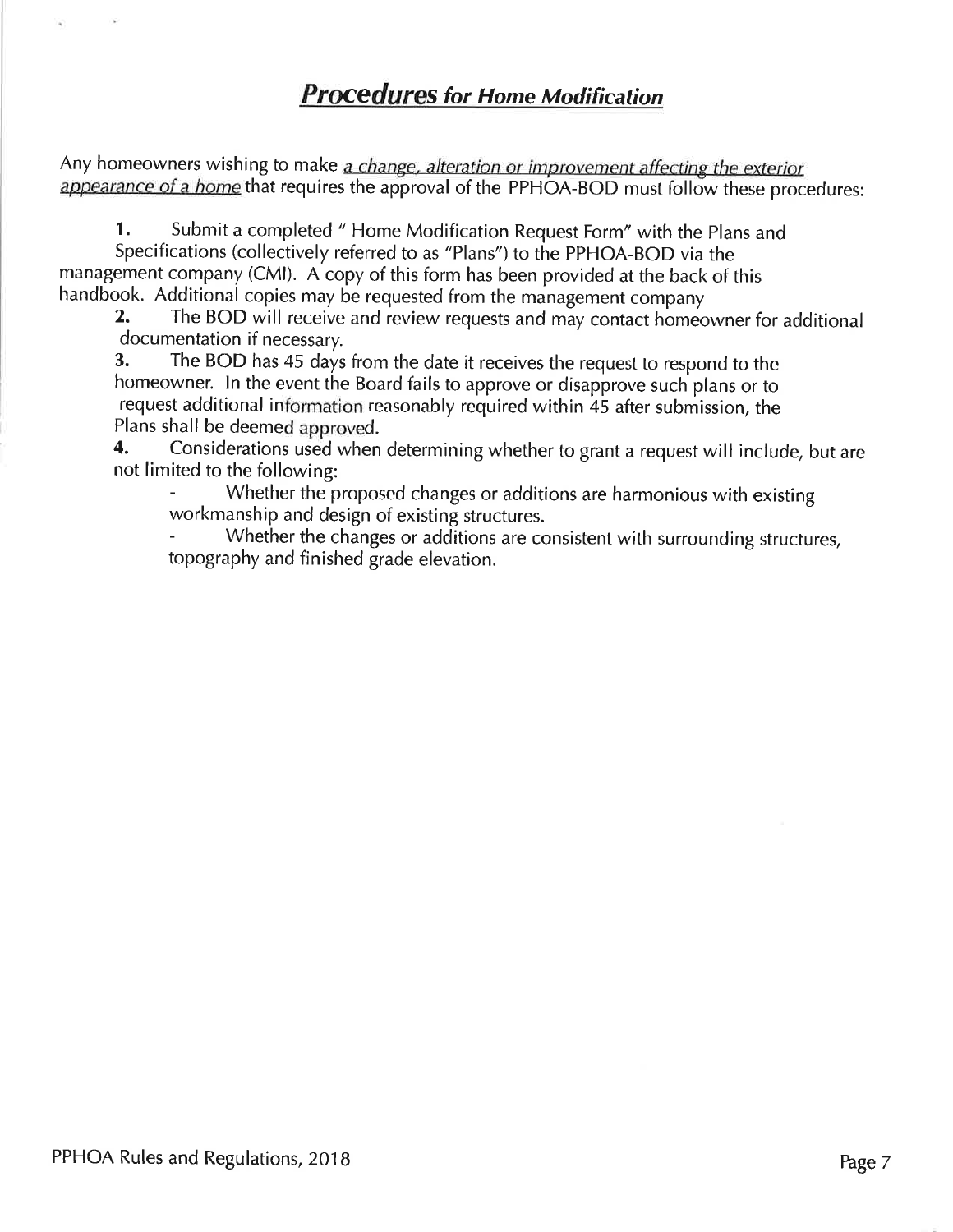## ***Procedures*** *for Home Modification*

Any homeowners wishing to make *a change, alteration or improvement affecting the exterior appearance of a home* that requires the approval of the PPHOA-BOD must follow these procedures:

1. Submit a completed " Home Modification Request Form" with the Plans and Specifications (collectively referred to as "Plans") to the PPHOA-BOD via the management company (CMI). A copy of this form has been provided at the back of this handbook. Additional copies may be requested from the management company
2. The BOD will receive and review requests and may contact homeowner for additional documentation if necessary.
3. The BOD has 45 days from the date it receives the request to respond to the homeowner. In the event the Board fails to approve or disapprove such plans or to request additional information reasonably required within 45 after submission, the Plans shall be deemed approved.
4. Considerations used when determining whether to grant a request will include, but are not limited to the following:
   - Whether the proposed changes or additions are harmonious with existing workmanship and design of existing structures.
   - Whether the changes or additions are consistent with surrounding structures, topography and finished grade elevation.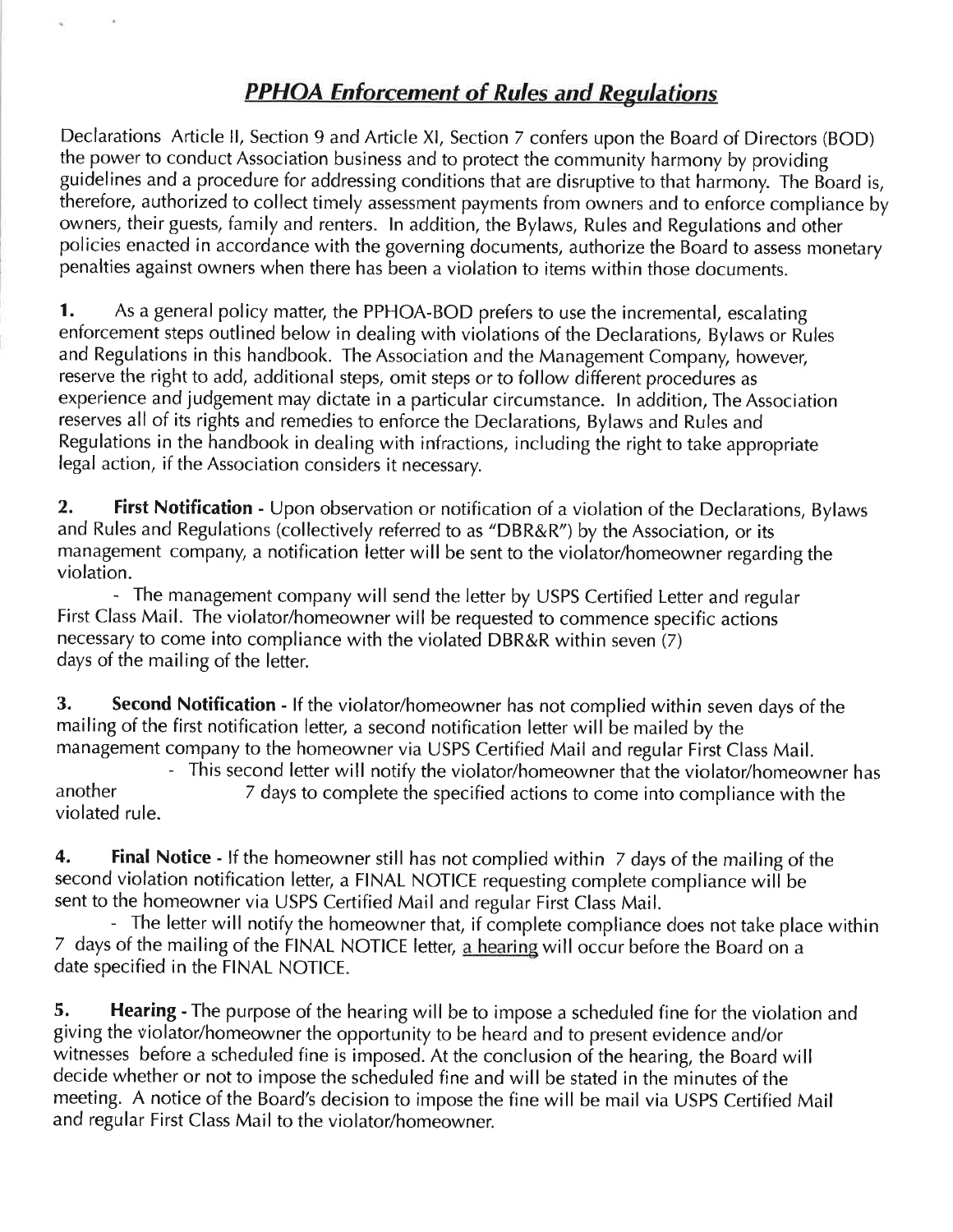## ***PPHOA Enforcement of Rules and Regulations***

Declarations Article II, Section 9 and Article XI, Section 7 confers upon the Board of Directors (BOD) the power to conduct Association business and to protect the community harmony by providing guidelines and a procedure for addressing conditions that are disruptive to that harmony. The Board is, therefore, authorized to collect timely assessment payments from owners and to enforce compliance by owners, their guests, family and renters. In addition, the Bylaws, Rules and Regulations and other policies enacted in accordance with the governing documents, authorize the Board to assess monetary penalties against owners when there has been a violation to items within those documents.

**1.** As a general policy matter, the PPHOA-BOD prefers to use the incremental, escalating enforcement steps outlined below in dealing with violations of the Declarations, Bylaws or Rules and Regulations in this handbook. The Association and the Management Company, however, reserve the right to add, additional steps, omit steps or to follow different procedures as experience and judgement may dictate in a particular circumstance. In addition, The Association reserves all of its rights and remedies to enforce the Declarations, Bylaws and Rules and Regulations in the handbook in dealing with infractions, including the right to take appropriate legal action, if the Association considers it necessary.

**2. First Notification** - Upon observation or notification of a violation of the Declarations, Bylaws and Rules and Regulations (collectively referred to as "DBR&R") by the Association, or its management company, a notification letter will be sent to the violator/homeowner regarding the violation.

- The management company will send the letter by USPS Certified Letter and regular First Class Mail. The violator/homeowner will be requested to commence specific actions necessary to come into compliance with the violated DBR&R within seven (7) days of the mailing of the letter.

**3. Second Notification** - If the violator/homeowner has not complied within seven days of the mailing of the first notification letter, a second notification letter will be mailed by the management company to the homeowner via USPS Certified Mail and regular First Class Mail.

- This second letter will notify the violator/homeowner that the violator/homeowner has another 7 days to complete the specified actions to come into compliance with the violated rule.

**4. Final Notice** - If the homeowner still has not complied within 7 days of the mailing of the second violation notification letter, a FINAL NOTICE requesting complete compliance will be sent to the homeowner via USPS Certified Mail and regular First Class Mail.

- The letter will notify the homeowner that, if complete compliance does not take place within 7 days of the mailing of the FINAL NOTICE letter, <u>a hearing</u> will occur before the Board on a date specified in the FINAL NOTICE.

**5. Hearing** - The purpose of the hearing will be to impose a scheduled fine for the violation and giving the violator/homeowner the opportunity to be heard and to present evidence and/or witnesses before a scheduled fine is imposed. At the conclusion of the hearing, the Board will decide whether or not to impose the scheduled fine and will be stated in the minutes of the meeting. A notice of the Board's decision to impose the fine will be mail via USPS Certified Mail and regular First Class Mail to the violator/homeowner.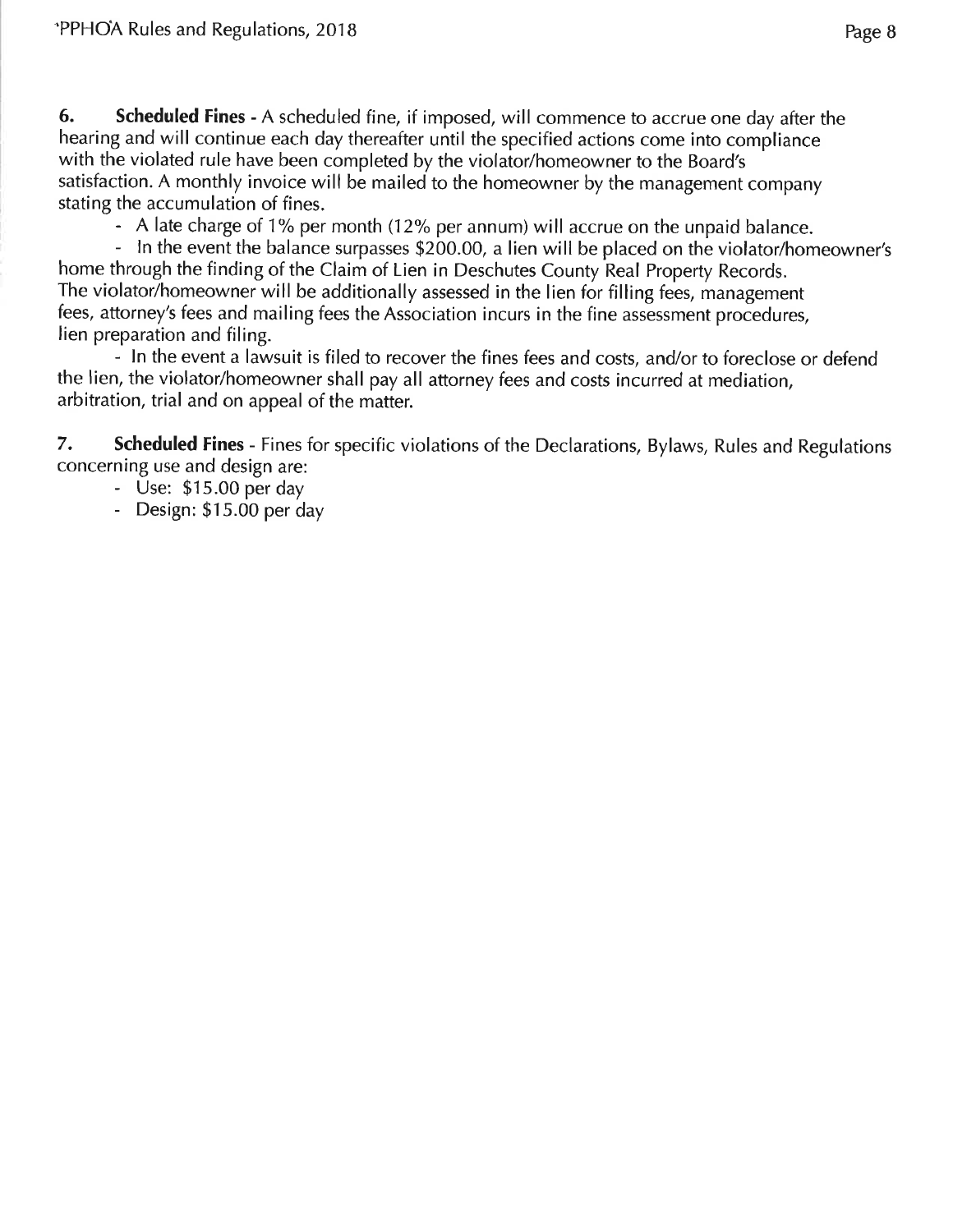**6. Scheduled Fines** - A scheduled fine, if imposed, will commence to accrue one day after the hearing and will continue each day thereafter until the specified actions come into compliance with the violated rule have been completed by the violator/homeowner to the Board's satisfaction. A monthly invoice will be mailed to the homeowner by the management company stating the accumulation of fines.

- A late charge of 1% per month (12% per annum) will accrue on the unpaid balance.
- In the event the balance surpasses $200.00, a lien will be placed on the violator/homeowner's home through the finding of the Claim of Lien in Deschutes County Real Property Records. The violator/homeowner will be additionally assessed in the lien for filling fees, management fees, attorney's fees and mailing fees the Association incurs in the fine assessment procedures, lien preparation and filing.
- In the event a lawsuit is filed to recover the fines fees and costs, and/or to foreclose or defend the lien, the violator/homeowner shall pay all attorney fees and costs incurred at mediation, arbitration, trial and on appeal of the matter.

**7. Scheduled Fines** - Fines for specific violations of the Declarations, Bylaws, Rules and Regulations concerning use and design are:

- Use: $15.00 per day
- Design: $15.00 per day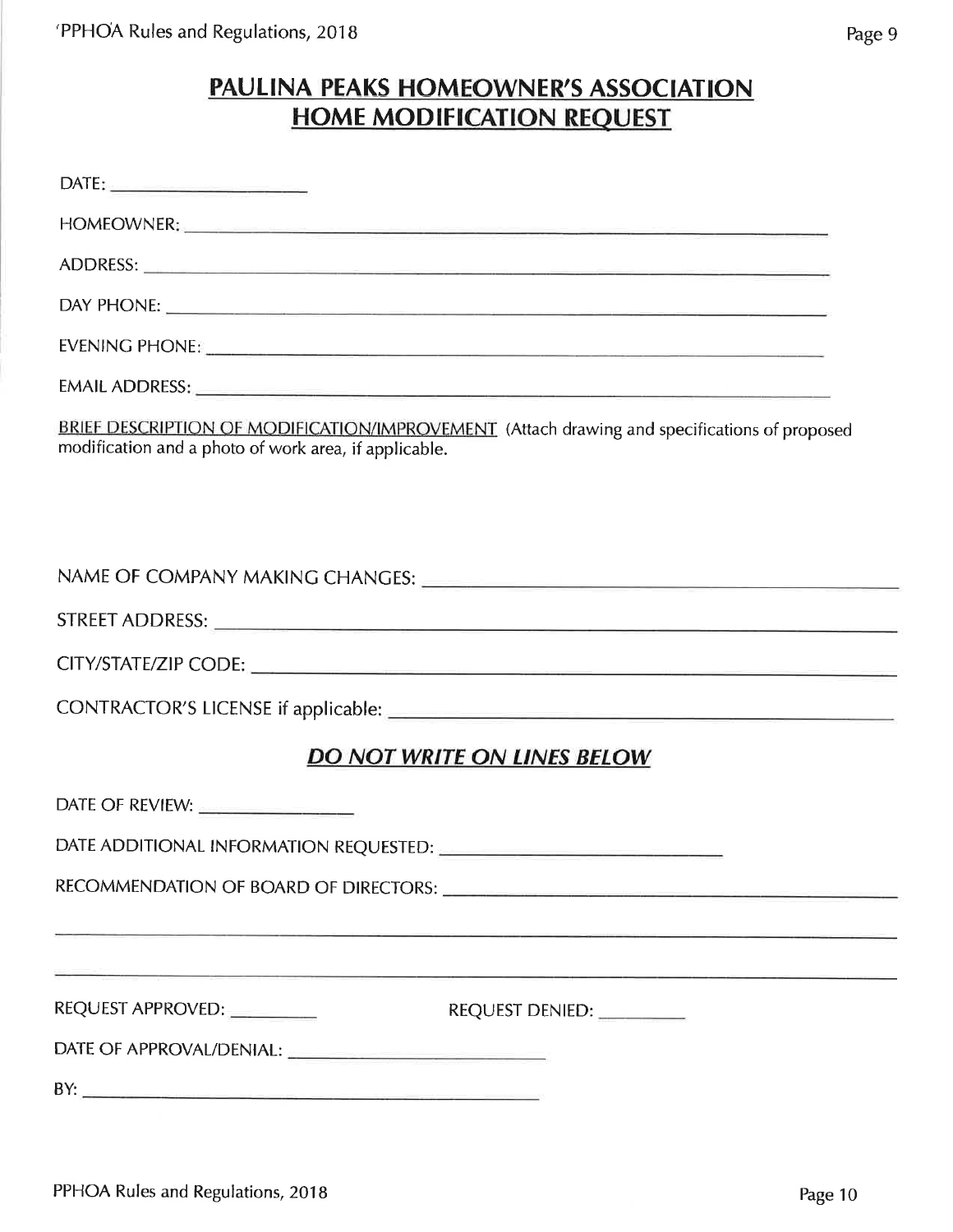## PAULINA PEAKS HOMEOWNER'S ASSOCIATION
## HOME MODIFICATION REQUEST

DATE: ____________________

HOMEOWNER: ____________________________________________________________

ADDRESS: ______________________________________________________________

DAY PHONE: ____________________________________________________________

EVENING PHONE: ________________________________________________________

EMAIL ADDRESS: ________________________________________________________

BRIEF DESCRIPTION OF MODIFICATION/IMPROVEMENT (Attach drawing and specifications of proposed modification and a photo of work area, if applicable.

NAME OF COMPANY MAKING CHANGES: ________________________________________

STREET ADDRESS: _______________________________________________________

CITY/STATE/ZIP CODE: __________________________________________________

CONTRACTOR'S LICENSE if applicable: ___________________________________

### *DO NOT WRITE ON LINES BELOW*

DATE OF REVIEW: ________________

DATE ADDITIONAL INFORMATION REQUESTED: ____________________________

RECOMMENDATION OF BOARD OF DIRECTORS: _____________________________

______________________________________________________________________

______________________________________________________________________

REQUEST APPROVED: _________ REQUEST DENIED: _________

DATE OF APPROVAL/DENIAL: ___________________________

BY: ____________________________________________